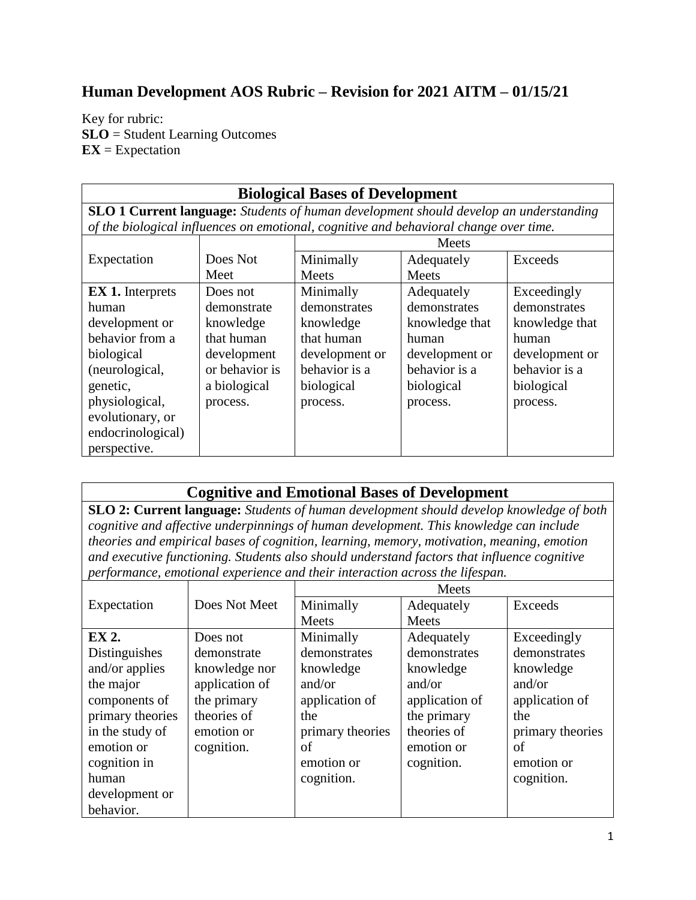# Human Development AOS Rubric – Revision for 2021 AITM – 01/15/21

Key for rubric:
**SLO** = Student Learning Outcomes
**EX** = Expectation

| **Biological Bases of Development** | | | | |
|---|---|---|---|---|
| **SLO 1 Current language:** *Students of human development should develop an understanding of the biological influences on emotional, cognitive and behavioral change over time.* | | | | |
| | | Meets | | |
| Expectation | Does Not Meet | Minimally Meets | Adequately Meets | Exceeds |
| **EX 1.** Interprets human development or behavior from a biological (neurological, genetic, physiological, evolutionary, or endocrinological) perspective. | Does not demonstrate knowledge that human development or behavior is a biological process. | Minimally demonstrates knowledge that human development or behavior is a biological process. | Adequately demonstrates knowledge that human development or behavior is a biological process. | Exceedingly demonstrates knowledge that human development or behavior is a biological process. |

| **Cognitive and Emotional Bases of Development** | | | | |
|---|---|---|---|---|
| **SLO 2: Current language:** *Students of human development should develop knowledge of both cognitive and affective underpinnings of human development. This knowledge can include theories and empirical bases of cognition, learning, memory, motivation, meaning, emotion and executive functioning. Students also should understand factors that influence cognitive performance, emotional experience and their interaction across the lifespan.* | | | | |
| | | Meets | | |
| Expectation | Does Not Meet | Minimally Meets | Adequately Meets | Exceeds |
| **EX 2.** Distinguishes and/or applies the major components of primary theories in the study of emotion or cognition in human development or behavior. | Does not demonstrate knowledge nor application of the primary theories of emotion or cognition. | Minimally demonstrates knowledge and/or application of the primary theories of emotion or cognition. | Adequately demonstrates knowledge and/or application of the primary theories of emotion or cognition. | Exceedingly demonstrates knowledge and/or application of the primary theories of emotion or cognition. |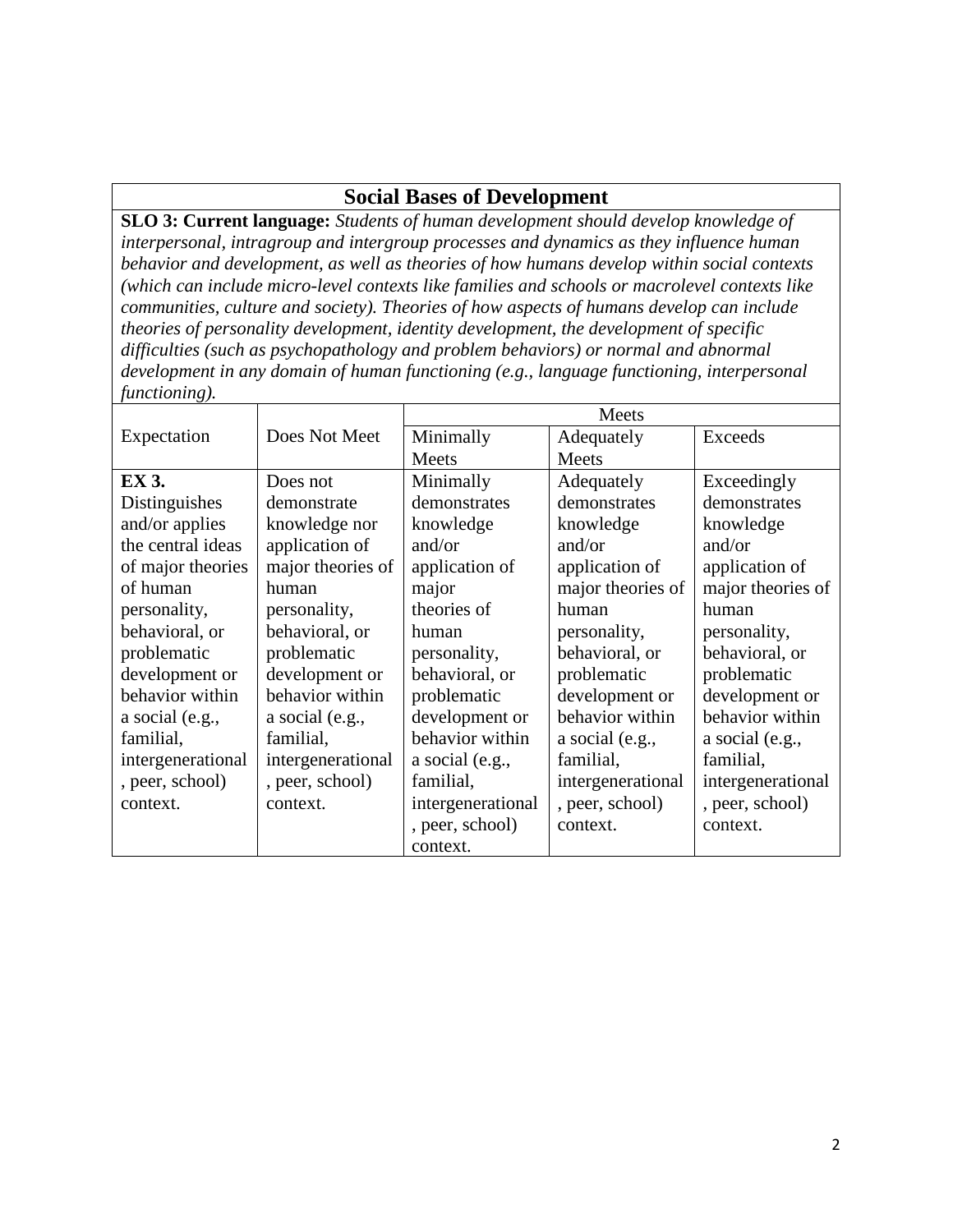## Social Bases of Development

**SLO 3: Current language:** *Students of human development should develop knowledge of interpersonal, intragroup and intergroup processes and dynamics as they influence human behavior and development, as well as theories of how humans develop within social contexts (which can include micro-level contexts like families and schools or macrolevel contexts like communities, culture and society). Theories of how aspects of humans develop can include theories of personality development, identity development, the development of specific difficulties (such as psychopathology and problem behaviors) or normal and abnormal development in any domain of human functioning (e.g., language functioning, interpersonal functioning).*

| | | Meets | | |
|---|---|---|---|---|
| Expectation | Does Not Meet | Minimally Meets | Adequately Meets | Exceeds |
| **EX 3.** Distinguishes and/or applies the central ideas of major theories of human personality, behavioral, or problematic development or behavior within a social (e.g., familial, intergenerational, peer, school) context. | Does not demonstrate knowledge nor application of major theories of human personality, behavioral, or problematic development or behavior within a social (e.g., familial, intergenerational, peer, school) context. | Minimally demonstrates knowledge and/or application of major theories of human personality, behavioral, or problematic development or behavior within a social (e.g., familial, intergenerational, peer, school) context. | Adequately demonstrates knowledge and/or application of major theories of human personality, behavioral, or problematic development or behavior within a social (e.g., familial, intergenerational, peer, school) context. | Exceedingly demonstrates knowledge and/or application of major theories of human personality, behavioral, or problematic development or behavior within a social (e.g., familial, intergenerational, peer, school) context. |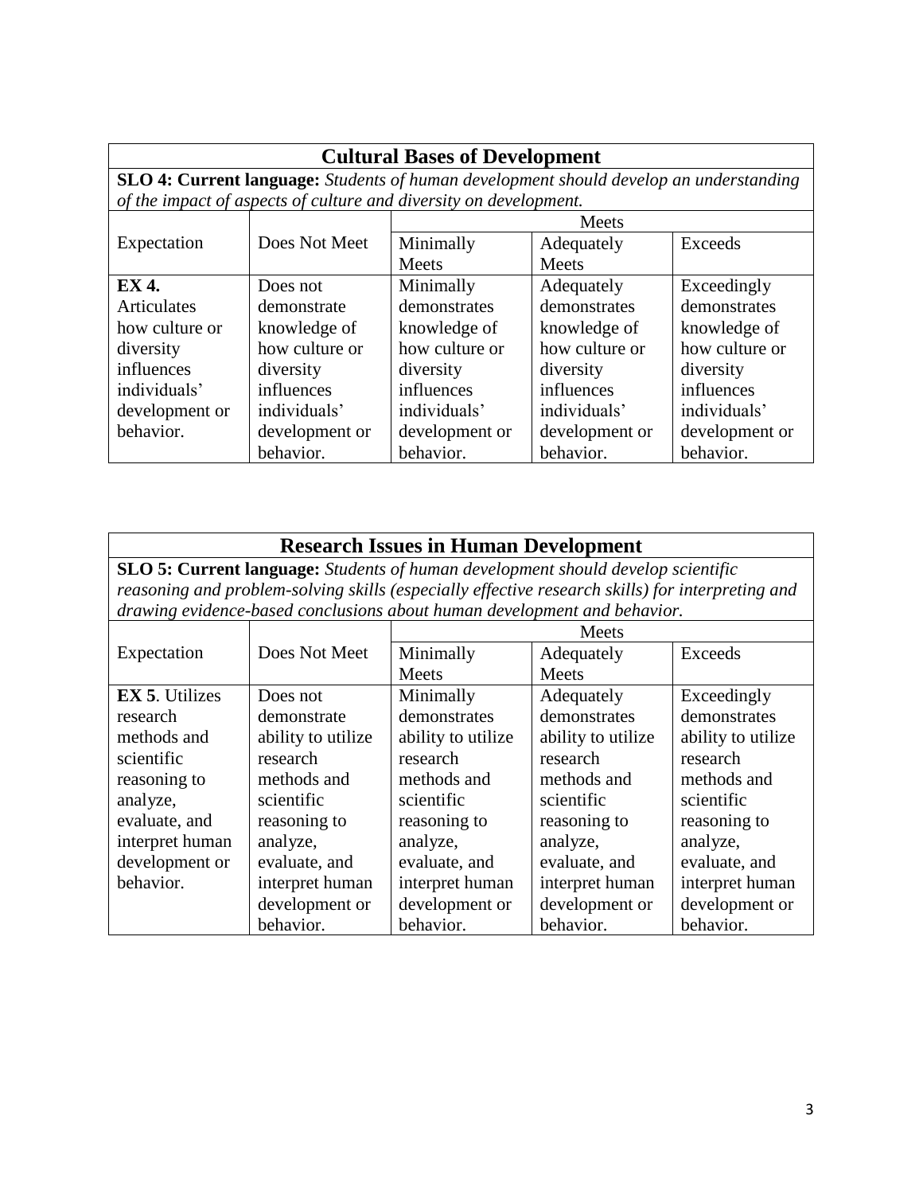| Cultural Bases of Development | | | | |
|---|---|---|---|---|
| **SLO 4: Current language:** *Students of human development should develop an understanding of the impact of aspects of culture and diversity on development.* | | | | |
| | | Meets | | |
| Expectation | Does Not Meet | Minimally Meets | Adequately Meets | Exceeds |
| **EX 4.** Articulates how culture or diversity influences individuals' development or behavior. | Does not demonstrate knowledge of how culture or diversity influences individuals' development or behavior. | Minimally demonstrates knowledge of how culture or diversity influences individuals' development or behavior. | Adequately demonstrates knowledge of how culture or diversity influences individuals' development or behavior. | Exceedingly demonstrates knowledge of how culture or diversity influences individuals' development or behavior. |

| Research Issues in Human Development | | | | |
|---|---|---|---|---|
| **SLO 5: Current language:** *Students of human development should develop scientific reasoning and problem-solving skills (especially effective research skills) for interpreting and drawing evidence-based conclusions about human development and behavior.* | | | | |
| | | Meets | | |
| Expectation | Does Not Meet | Minimally Meets | Adequately Meets | Exceeds |
| **EX 5**. Utilizes research methods and scientific reasoning to analyze, evaluate, and interpret human development or behavior. | Does not demonstrate ability to utilize research methods and scientific reasoning to analyze, evaluate, and interpret human development or behavior. | Minimally demonstrates ability to utilize research methods and scientific reasoning to analyze, evaluate, and interpret human development or behavior. | Adequately demonstrates ability to utilize research methods and scientific reasoning to analyze, evaluate, and interpret human development or behavior. | Exceedingly demonstrates ability to utilize research methods and scientific reasoning to analyze, evaluate, and interpret human development or behavior. |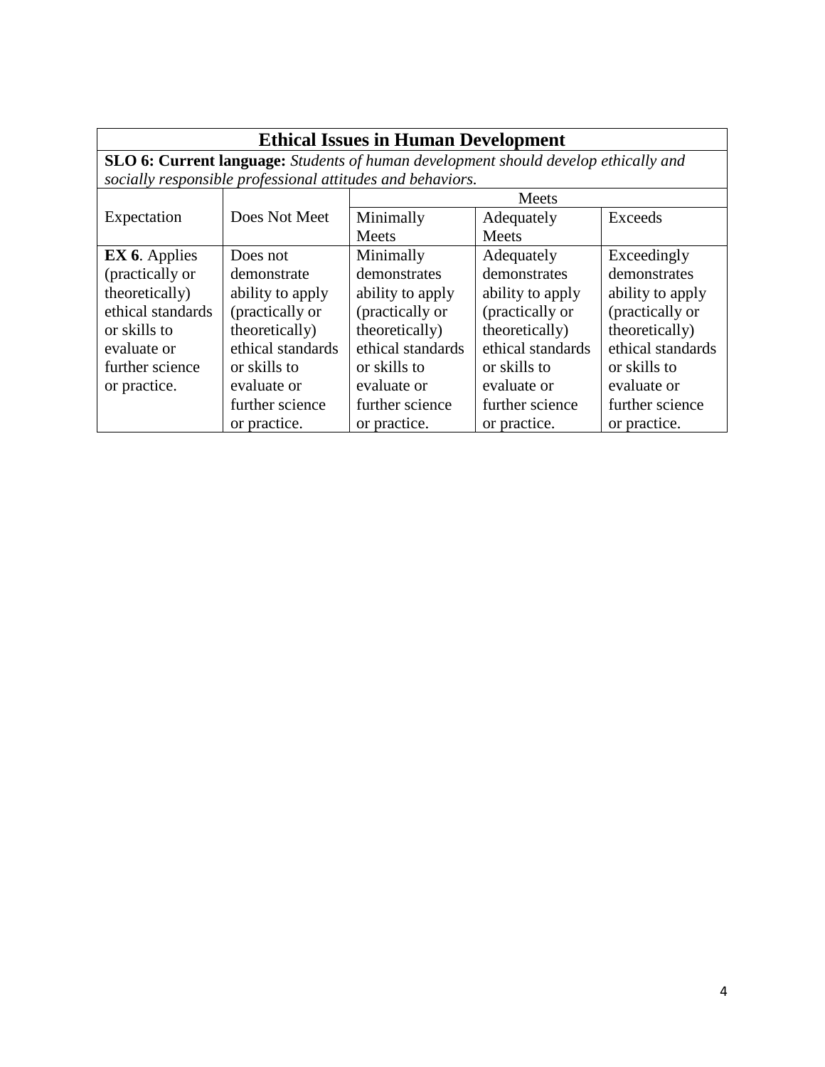| Ethical Issues in Human Development | | | | |
|---|---|---|---|---|
| **SLO 6: Current language:** *Students of human development should develop ethically and socially responsible professional attitudes and behaviors.* | | | | |
| | | Meets | | |
| Expectation | Does Not Meet | Minimally Meets | Adequately Meets | Exceeds |
| **EX 6**. Applies (practically or theoretically) ethical standards or skills to evaluate or further science or practice. | Does not demonstrate ability to apply (practically or theoretically) ethical standards or skills to evaluate or further science or practice. | Minimally demonstrates ability to apply (practically or theoretically) ethical standards or skills to evaluate or further science or practice. | Adequately demonstrates ability to apply (practically or theoretically) ethical standards or skills to evaluate or further science or practice. | Exceedingly demonstrates ability to apply (practically or theoretically) ethical standards or skills to evaluate or further science or practice. |